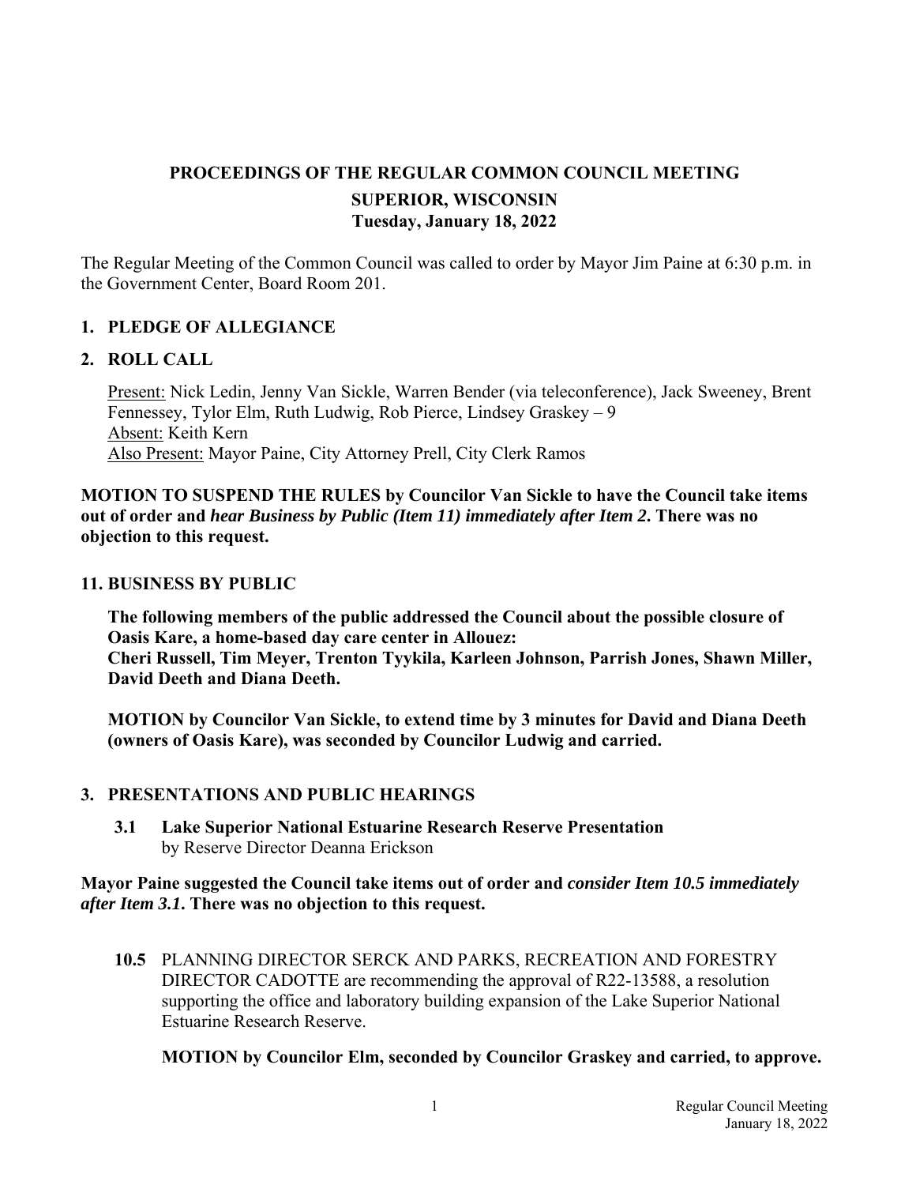# PROCEEDINGS OF THE REGULAR COMMON COUNCIL MEETING

## SUPERIOR, WISCONSIN

## Tuesday, January 18, 2022

The Regular Meeting of the Common Council was called to order by Mayor Jim Paine at 6:30 p.m. in the Government Center, Board Room 201.

### 1. PLEDGE OF ALLEGIANCE

### 2. ROLL CALL

Present: Nick Ledin, Jenny Van Sickle, Warren Bender (via teleconference), Jack Sweeney, Brent Fennessey, Tylor Elm, Ruth Ludwig, Rob Pierce, Lindsey Graskey – 9
Absent: Keith Kern
Also Present: Mayor Paine, City Attorney Prell, City Clerk Ramos

**MOTION TO SUSPEND THE RULES by Councilor Van Sickle to have the Council take items out of order and *hear Business by Public (Item 11) immediately after Item 2*. There was no objection to this request.**

### 11. BUSINESS BY PUBLIC

**The following members of the public addressed the Council about the possible closure of Oasis Kare, a home-based day care center in Allouez:**
**Cheri Russell, Tim Meyer, Trenton Tyykila, Karleen Johnson, Parrish Jones, Shawn Miller, David Deeth and Diana Deeth.**

**MOTION by Councilor Van Sickle, to extend time by 3 minutes for David and Diana Deeth (owners of Oasis Kare), was seconded by Councilor Ludwig and carried.**

### 3. PRESENTATIONS AND PUBLIC HEARINGS

**3.1 Lake Superior National Estuarine Research Reserve Presentation**
by Reserve Director Deanna Erickson

**Mayor Paine suggested the Council take items out of order and *consider Item 10.5 immediately after Item 3.1*. There was no objection to this request.**

**10.5** PLANNING DIRECTOR SERCK AND PARKS, RECREATION AND FORESTRY DIRECTOR CADOTTE are recommending the approval of R22-13588, a resolution supporting the office and laboratory building expansion of the Lake Superior National Estuarine Research Reserve.

**MOTION by Councilor Elm, seconded by Councilor Graskey and carried, to approve.**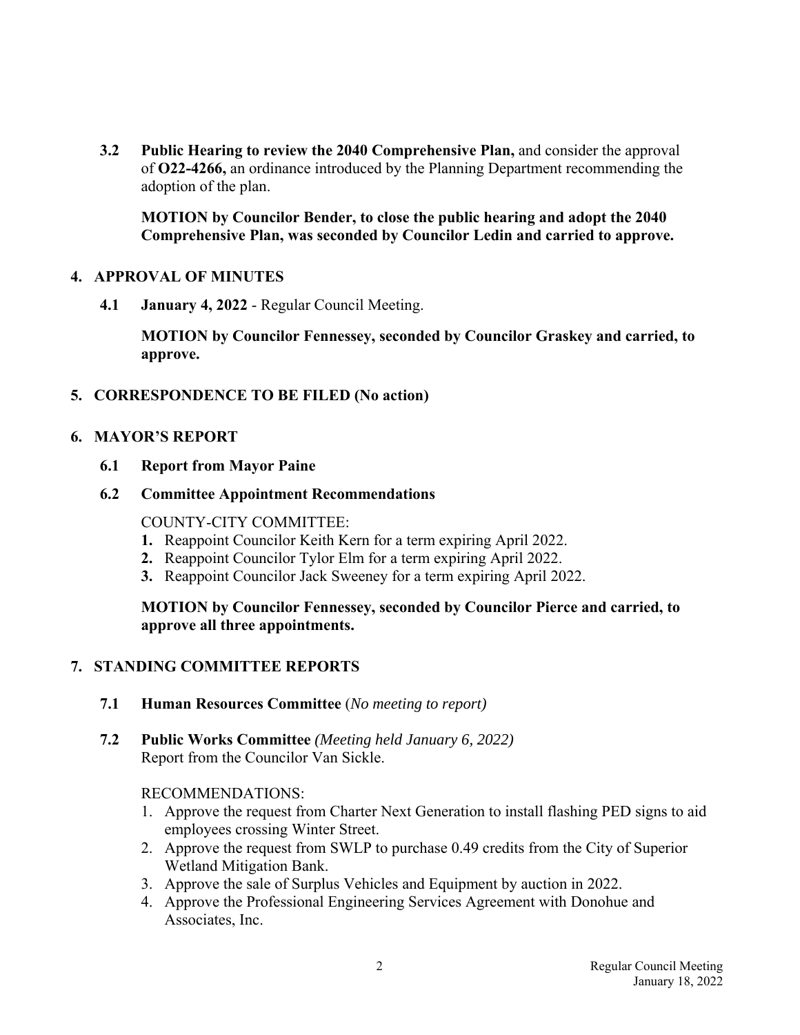**3.2 Public Hearing to review the 2040 Comprehensive Plan,** and consider the approval of **O22-4266,** an ordinance introduced by the Planning Department recommending the adoption of the plan.

**MOTION by Councilor Bender, to close the public hearing and adopt the 2040 Comprehensive Plan, was seconded by Councilor Ledin and carried to approve.**

## 4. APPROVAL OF MINUTES

**4.1 January 4, 2022** - Regular Council Meeting.

**MOTION by Councilor Fennessey, seconded by Councilor Graskey and carried, to approve.**

## 5. CORRESPONDENCE TO BE FILED (No action)

## 6. MAYOR'S REPORT

**6.1 Report from Mayor Paine**

**6.2 Committee Appointment Recommendations**

COUNTY-CITY COMMITTEE:

1. Reappoint Councilor Keith Kern for a term expiring April 2022.
2. Reappoint Councilor Tylor Elm for a term expiring April 2022.
3. Reappoint Councilor Jack Sweeney for a term expiring April 2022.

**MOTION by Councilor Fennessey, seconded by Councilor Pierce and carried, to approve all three appointments.**

## 7. STANDING COMMITTEE REPORTS

**7.1 Human Resources Committee** (*No meeting to report)*

**7.2 Public Works Committee** *(Meeting held January 6, 2022)*
Report from the Councilor Van Sickle.

RECOMMENDATIONS:

1. Approve the request from Charter Next Generation to install flashing PED signs to aid employees crossing Winter Street.
2. Approve the request from SWLP to purchase 0.49 credits from the City of Superior Wetland Mitigation Bank.
3. Approve the sale of Surplus Vehicles and Equipment by auction in 2022.
4. Approve the Professional Engineering Services Agreement with Donohue and Associates, Inc.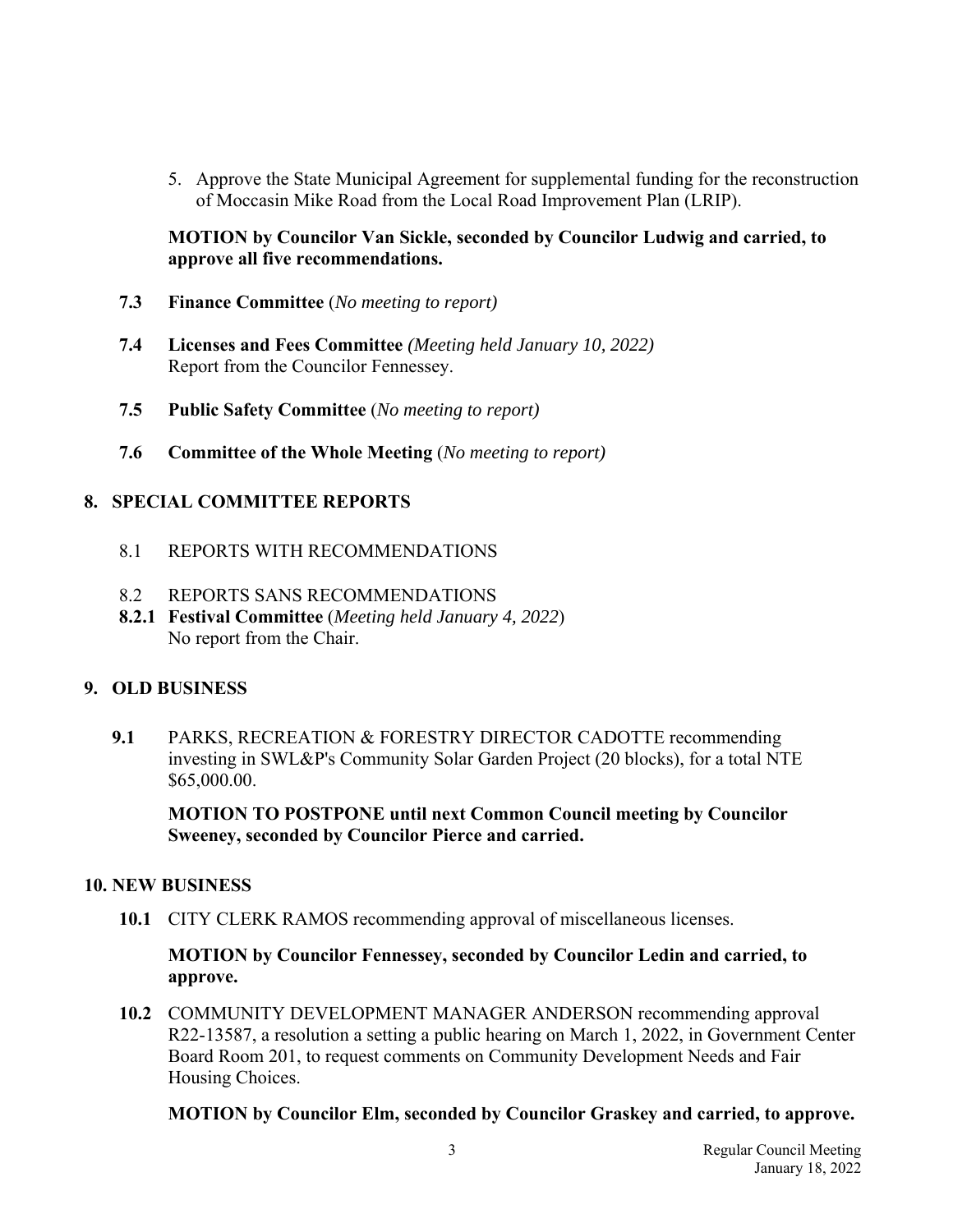5. Approve the State Municipal Agreement for supplemental funding for the reconstruction of Moccasin Mike Road from the Local Road Improvement Plan (LRIP).

**MOTION by Councilor Van Sickle, seconded by Councilor Ludwig and carried, to approve all five recommendations.**

**7.3 Finance Committee** (*No meeting to report)*

**7.4 Licenses and Fees Committee** *(Meeting held January 10, 2022)*
Report from the Councilor Fennessey.

**7.5 Public Safety Committee** (*No meeting to report)*

**7.6 Committee of the Whole Meeting** (*No meeting to report)*

## 8. SPECIAL COMMITTEE REPORTS

8.1 REPORTS WITH RECOMMENDATIONS

8.2 REPORTS SANS RECOMMENDATIONS

**8.2.1 Festival Committee** (*Meeting held January 4, 2022*)
No report from the Chair.

## 9. OLD BUSINESS

**9.1** PARKS, RECREATION & FORESTRY DIRECTOR CADOTTE recommending investing in SWL&P's Community Solar Garden Project (20 blocks), for a total NTE $65,000.00.

**MOTION TO POSTPONE until next Common Council meeting by Councilor Sweeney, seconded by Councilor Pierce and carried.**

## 10. NEW BUSINESS

**10.1** CITY CLERK RAMOS recommending approval of miscellaneous licenses.

**MOTION by Councilor Fennessey, seconded by Councilor Ledin and carried, to approve.**

**10.2** COMMUNITY DEVELOPMENT MANAGER ANDERSON recommending approval R22-13587, a resolution a setting a public hearing on March 1, 2022, in Government Center Board Room 201, to request comments on Community Development Needs and Fair Housing Choices.

**MOTION by Councilor Elm, seconded by Councilor Graskey and carried, to approve.**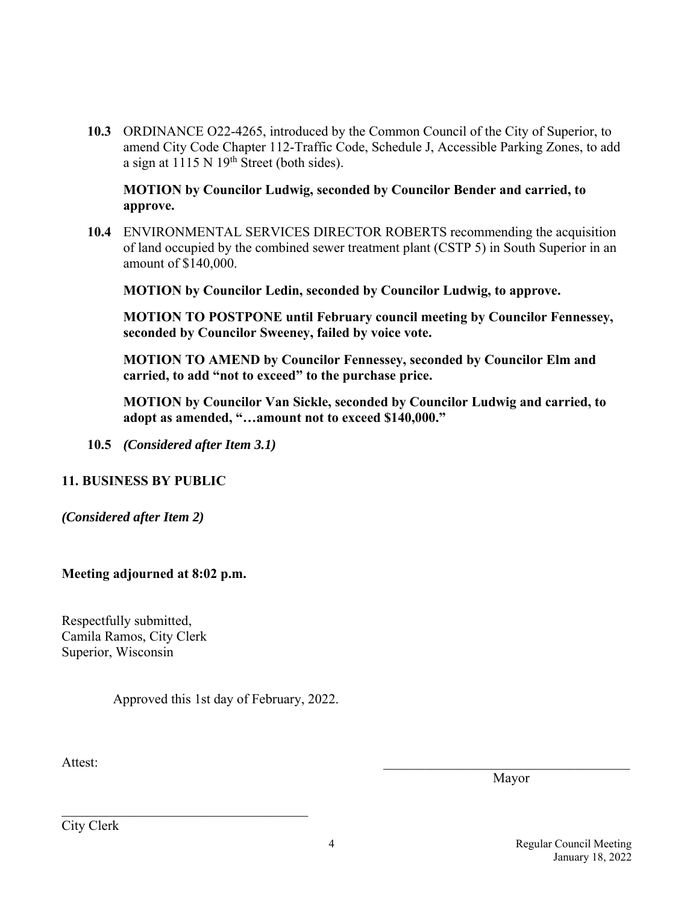**10.3** ORDINANCE O22-4265, introduced by the Common Council of the City of Superior, to amend City Code Chapter 112-Traffic Code, Schedule J, Accessible Parking Zones, to add a sign at 1115 N 19th Street (both sides).

**MOTION by Councilor Ludwig, seconded by Councilor Bender and carried, to approve.**

**10.4** ENVIRONMENTAL SERVICES DIRECTOR ROBERTS recommending the acquisition of land occupied by the combined sewer treatment plant (CSTP 5) in South Superior in an amount of $140,000.

**MOTION by Councilor Ledin, seconded by Councilor Ludwig, to approve.**

**MOTION TO POSTPONE until February council meeting by Councilor Fennessey, seconded by Councilor Sweeney, failed by voice vote.**

**MOTION TO AMEND by Councilor Fennessey, seconded by Councilor Elm and carried, to add "not to exceed" to the purchase price.**

**MOTION by Councilor Van Sickle, seconded by Councilor Ludwig and carried, to adopt as amended, "…amount not to exceed $140,000."**

**10.5** ***(Considered after Item 3.1)***

## 11. BUSINESS BY PUBLIC

***(Considered after Item 2)***

**Meeting adjourned at 8:02 p.m.**

Respectfully submitted,
Camila Ramos, City Clerk
Superior, Wisconsin

Approved this 1st day of February, 2022.

Attest:

\_\_\_\_\_\_\_\_\_\_\_\_\_\_\_\_\_\_\_\_\_\_\_\_\_\_\_\_\_\_\_\_\_\_\_\_\_\_
Mayor

\_\_\_\_\_\_\_\_\_\_\_\_\_\_\_\_\_\_\_\_\_\_\_\_\_\_\_\_\_\_\_\_\_\_\_\_\_\_
City Clerk